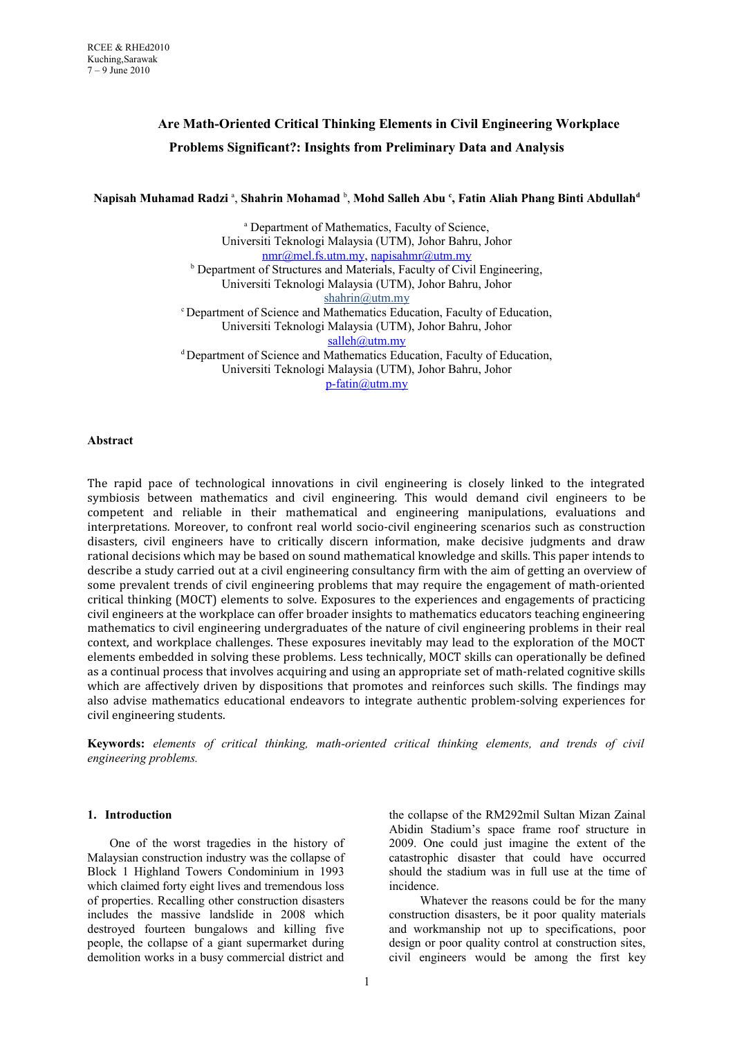RCEE & RHEd2010
Kuching,Sarawak
7 – 9 June 2010

# Are Math-Oriented Critical Thinking Elements in Civil Engineering Workplace Problems Significant?: Insights from Preliminary Data and Analysis

**Napisah Muhamad Radzi** [a], **Shahrin Mohamad** [b], **Mohd Salleh Abu** [c], **Fatin Aliah Phang Binti Abdullah**[d]

[a] Department of Mathematics, Faculty of Science,
Universiti Teknologi Malaysia (UTM), Johor Bahru, Johor
nmr@mel.fs.utm.my, napisahmr@utm.my

[b] Department of Structures and Materials, Faculty of Civil Engineering,
Universiti Teknologi Malaysia (UTM), Johor Bahru, Johor
shahrin@utm.my

[c] Department of Science and Mathematics Education, Faculty of Education,
Universiti Teknologi Malaysia (UTM), Johor Bahru, Johor
salleh@utm.my

[d] Department of Science and Mathematics Education, Faculty of Education,
Universiti Teknologi Malaysia (UTM), Johor Bahru, Johor
p-fatin@utm.my

## Abstract

The rapid pace of technological innovations in civil engineering is closely linked to the integrated symbiosis between mathematics and civil engineering. This would demand civil engineers to be competent and reliable in their mathematical and engineering manipulations, evaluations and interpretations. Moreover, to confront real world socio-civil engineering scenarios such as construction disasters, civil engineers have to critically discern information, make decisive judgments and draw rational decisions which may be based on sound mathematical knowledge and skills. This paper intends to describe a study carried out at a civil engineering consultancy firm with the aim of getting an overview of some prevalent trends of civil engineering problems that may require the engagement of math-oriented critical thinking (MOCT) elements to solve. Exposures to the experiences and engagements of practicing civil engineers at the workplace can offer broader insights to mathematics educators teaching engineering mathematics to civil engineering undergraduates of the nature of civil engineering problems in their real context, and workplace challenges. These exposures inevitably may lead to the exploration of the MOCT elements embedded in solving these problems. Less technically, MOCT skills can operationally be defined as a continual process that involves acquiring and using an appropriate set of math-related cognitive skills which are affectively driven by dispositions that promotes and reinforces such skills. The findings may also advise mathematics educational endeavors to integrate authentic problem-solving experiences for civil engineering students.

**Keywords:** *elements of critical thinking, math-oriented critical thinking elements, and trends of civil engineering problems.*

## 1. Introduction

One of the worst tragedies in the history of Malaysian construction industry was the collapse of Block 1 Highland Towers Condominium in 1993 which claimed forty eight lives and tremendous loss of properties. Recalling other construction disasters includes the massive landslide in 2008 which destroyed fourteen bungalows and killing five people, the collapse of a giant supermarket during demolition works in a busy commercial district and the collapse of the RM292mil Sultan Mizan Zainal Abidin Stadium's space frame roof structure in 2009. One could just imagine the extent of the catastrophic disaster that could have occurred should the stadium was in full use at the time of incidence.

Whatever the reasons could be for the many construction disasters, be it poor quality materials and workmanship not up to specifications, poor design or poor quality control at construction sites, civil engineers would be among the first key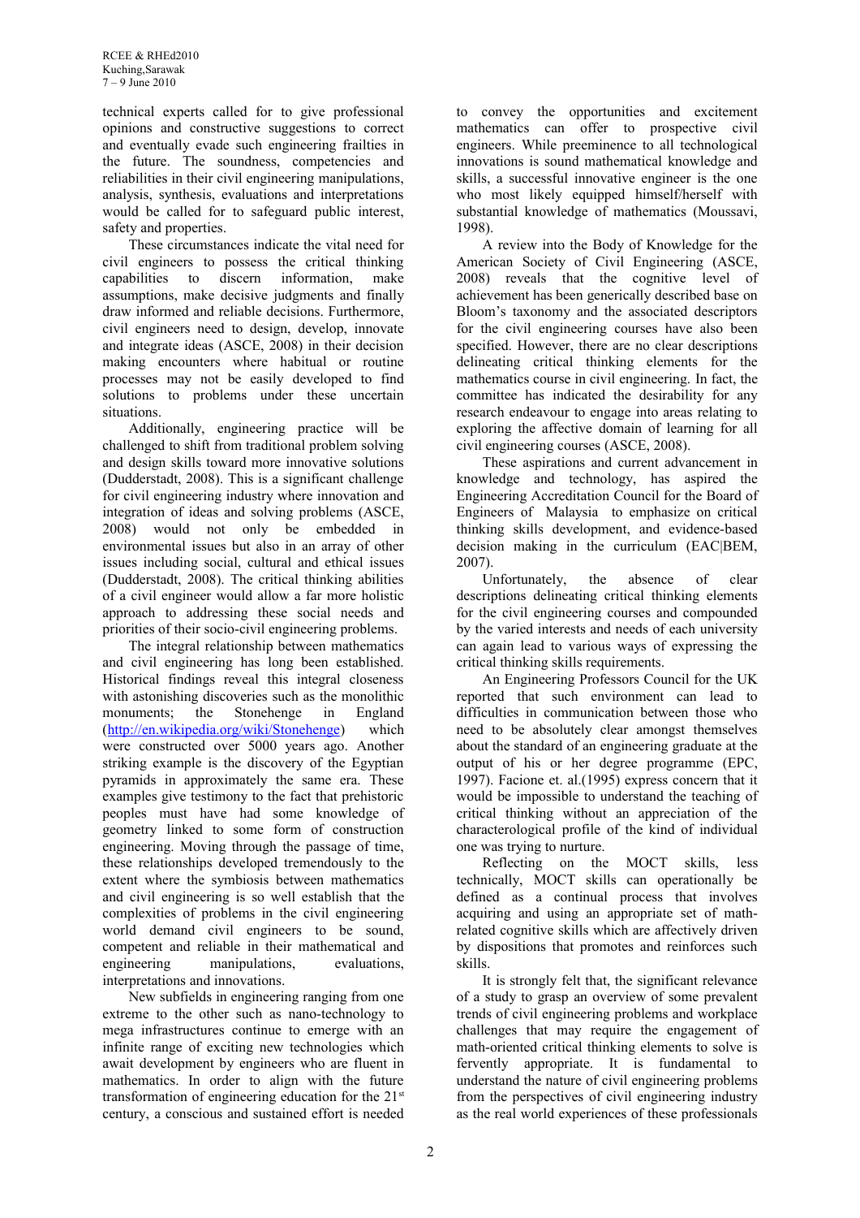technical experts called for to give professional opinions and constructive suggestions to correct and eventually evade such engineering frailties in the future. The soundness, competencies and reliabilities in their civil engineering manipulations, analysis, synthesis, evaluations and interpretations would be called for to safeguard public interest, safety and properties.

These circumstances indicate the vital need for civil engineers to possess the critical thinking capabilities to discern information, make assumptions, make decisive judgments and finally draw informed and reliable decisions. Furthermore, civil engineers need to design, develop, innovate and integrate ideas (ASCE, 2008) in their decision making encounters where habitual or routine processes may not be easily developed to find solutions to problems under these uncertain situations.

Additionally, engineering practice will be challenged to shift from traditional problem solving and design skills toward more innovative solutions (Dudderstadt, 2008). This is a significant challenge for civil engineering industry where innovation and integration of ideas and solving problems (ASCE, 2008) would not only be embedded in environmental issues but also in an array of other issues including social, cultural and ethical issues (Dudderstadt, 2008). The critical thinking abilities of a civil engineer would allow a far more holistic approach to addressing these social needs and priorities of their socio-civil engineering problems.

The integral relationship between mathematics and civil engineering has long been established. Historical findings reveal this integral closeness with astonishing discoveries such as the monolithic monuments; the Stonehenge in England (http://en.wikipedia.org/wiki/Stonehenge) which were constructed over 5000 years ago. Another striking example is the discovery of the Egyptian pyramids in approximately the same era. These examples give testimony to the fact that prehistoric peoples must have had some knowledge of geometry linked to some form of construction engineering. Moving through the passage of time, these relationships developed tremendously to the extent where the symbiosis between mathematics and civil engineering is so well establish that the complexities of problems in the civil engineering world demand civil engineers to be sound, competent and reliable in their mathematical and engineering manipulations, evaluations, interpretations and innovations.

New subfields in engineering ranging from one extreme to the other such as nano-technology to mega infrastructures continue to emerge with an infinite range of exciting new technologies which await development by engineers who are fluent in mathematics. In order to align with the future transformation of engineering education for the 21st century, a conscious and sustained effort is needed to convey the opportunities and excitement mathematics can offer to prospective civil engineers. While preeminence to all technological innovations is sound mathematical knowledge and skills, a successful innovative engineer is the one who most likely equipped himself/herself with substantial knowledge of mathematics (Moussavi, 1998).

A review into the Body of Knowledge for the American Society of Civil Engineering (ASCE, 2008) reveals that the cognitive level of achievement has been generically described base on Bloom's taxonomy and the associated descriptors for the civil engineering courses have also been specified. However, there are no clear descriptions delineating critical thinking elements for the mathematics course in civil engineering. In fact, the committee has indicated the desirability for any research endeavour to engage into areas relating to exploring the affective domain of learning for all civil engineering courses (ASCE, 2008).

These aspirations and current advancement in knowledge and technology, has aspired the Engineering Accreditation Council for the Board of Engineers of Malaysia to emphasize on critical thinking skills development, and evidence-based decision making in the curriculum (EAC|BEM, 2007).

Unfortunately, the absence of clear descriptions delineating critical thinking elements for the civil engineering courses and compounded by the varied interests and needs of each university can again lead to various ways of expressing the critical thinking skills requirements.

An Engineering Professors Council for the UK reported that such environment can lead to difficulties in communication between those who need to be absolutely clear amongst themselves about the standard of an engineering graduate at the output of his or her degree programme (EPC, 1997). Facione et. al.(1995) express concern that it would be impossible to understand the teaching of critical thinking without an appreciation of the characterological profile of the kind of individual one was trying to nurture.

Reflecting on the MOCT skills, less technically, MOCT skills can operationally be defined as a continual process that involves acquiring and using an appropriate set of math-related cognitive skills which are affectively driven by dispositions that promotes and reinforces such skills.

It is strongly felt that, the significant relevance of a study to grasp an overview of some prevalent trends of civil engineering problems and workplace challenges that may require the engagement of math-oriented critical thinking elements to solve is fervently appropriate. It is fundamental to understand the nature of civil engineering problems from the perspectives of civil engineering industry as the real world experiences of these professionals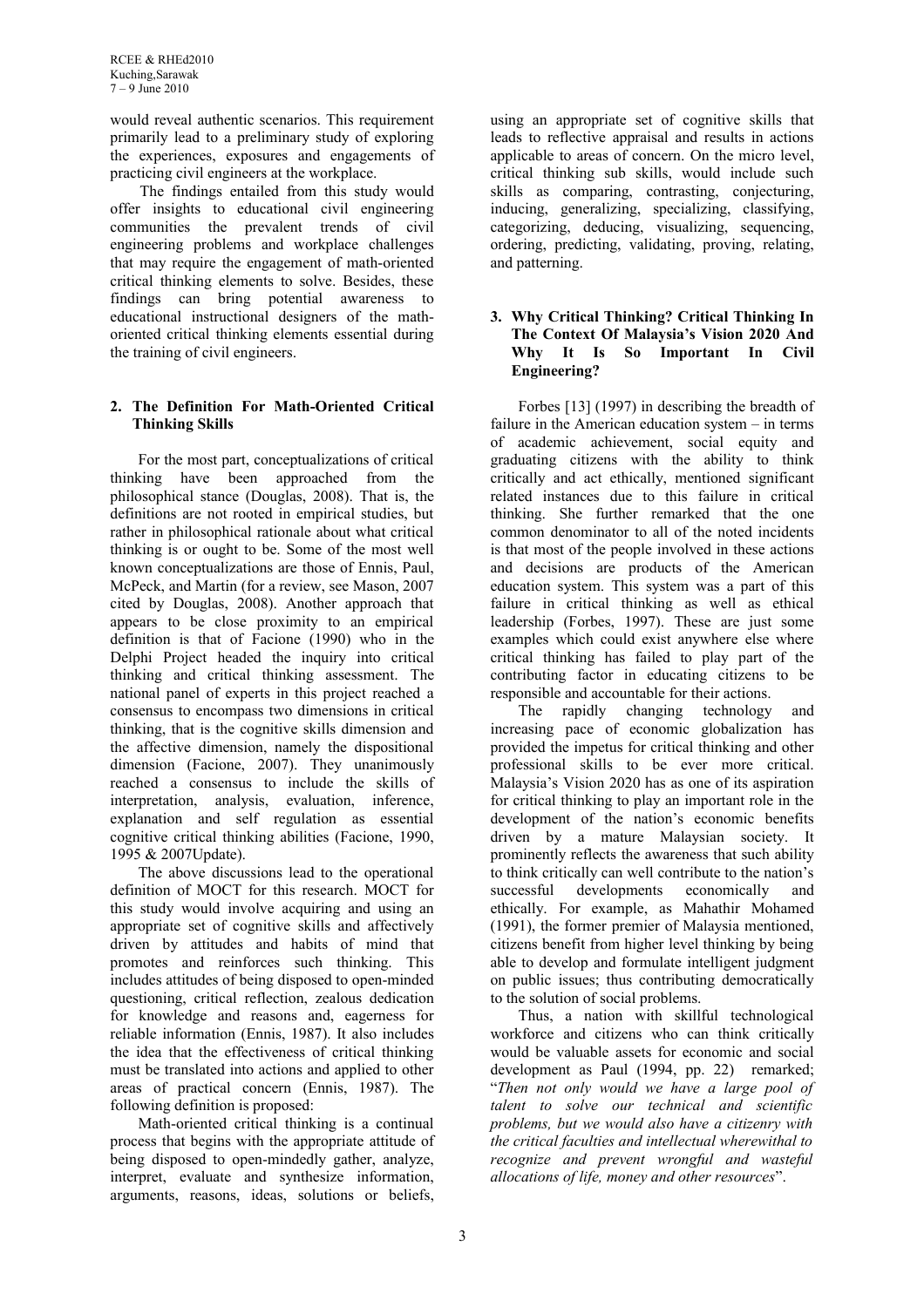would reveal authentic scenarios. This requirement primarily lead to a preliminary study of exploring the experiences, exposures and engagements of practicing civil engineers at the workplace.

The findings entailed from this study would offer insights to educational civil engineering communities the prevalent trends of civil engineering problems and workplace challenges that may require the engagement of math-oriented critical thinking elements to solve. Besides, these findings can bring potential awareness to educational instructional designers of the math-oriented critical thinking elements essential during the training of civil engineers.

## 2. The Definition For Math-Oriented Critical Thinking Skills

For the most part, conceptualizations of critical thinking have been approached from the philosophical stance (Douglas, 2008). That is, the definitions are not rooted in empirical studies, but rather in philosophical rationale about what critical thinking is or ought to be. Some of the most well known conceptualizations are those of Ennis, Paul, McPeck, and Martin (for a review, see Mason, 2007 cited by Douglas, 2008). Another approach that appears to be close proximity to an empirical definition is that of Facione (1990) who in the Delphi Project headed the inquiry into critical thinking and critical thinking assessment. The national panel of experts in this project reached a consensus to encompass two dimensions in critical thinking, that is the cognitive skills dimension and the affective dimension, namely the dispositional dimension (Facione, 2007). They unanimously reached a consensus to include the skills of interpretation, analysis, evaluation, inference, explanation and self regulation as essential cognitive critical thinking abilities (Facione, 1990, 1995 & 2007Update).

The above discussions lead to the operational definition of MOCT for this research. MOCT for this study would involve acquiring and using an appropriate set of cognitive skills and affectively driven by attitudes and habits of mind that promotes and reinforces such thinking. This includes attitudes of being disposed to open-minded questioning, critical reflection, zealous dedication for knowledge and reasons and, eagerness for reliable information (Ennis, 1987). It also includes the idea that the effectiveness of critical thinking must be translated into actions and applied to other areas of practical concern (Ennis, 1987). The following definition is proposed:

Math-oriented critical thinking is a continual process that begins with the appropriate attitude of being disposed to open-mindedly gather, analyze, interpret, evaluate and synthesize information, arguments, reasons, ideas, solutions or beliefs, using an appropriate set of cognitive skills that leads to reflective appraisal and results in actions applicable to areas of concern. On the micro level, critical thinking sub skills, would include such skills as comparing, contrasting, conjecturing, inducing, generalizing, specializing, classifying, categorizing, deducing, visualizing, sequencing, ordering, predicting, validating, proving, relating, and patterning.

## 3. Why Critical Thinking? Critical Thinking In The Context Of Malaysia's Vision 2020 And Why It Is So Important In Civil Engineering?

Forbes [13] (1997) in describing the breadth of failure in the American education system – in terms of academic achievement, social equity and graduating citizens with the ability to think critically and act ethically, mentioned significant related instances due to this failure in critical thinking. She further remarked that the one common denominator to all of the noted incidents is that most of the people involved in these actions and decisions are products of the American education system. This system was a part of this failure in critical thinking as well as ethical leadership (Forbes, 1997). These are just some examples which could exist anywhere else where critical thinking has failed to play part of the contributing factor in educating citizens to be responsible and accountable for their actions.

The rapidly changing technology and increasing pace of economic globalization has provided the impetus for critical thinking and other professional skills to be ever more critical. Malaysia's Vision 2020 has as one of its aspiration for critical thinking to play an important role in the development of the nation's economic benefits driven by a mature Malaysian society. It prominently reflects the awareness that such ability to think critically can well contribute to the nation's successful developments economically and ethically. For example, as Mahathir Mohamed (1991), the former premier of Malaysia mentioned, citizens benefit from higher level thinking by being able to develop and formulate intelligent judgment on public issues; thus contributing democratically to the solution of social problems.

Thus, a nation with skillful technological workforce and citizens who can think critically would be valuable assets for economic and social development as Paul (1994, pp. 22) remarked; "*Then not only would we have a large pool of talent to solve our technical and scientific problems, but we would also have a citizenry with the critical faculties and intellectual wherewithal to recognize and prevent wrongful and wasteful allocations of life, money and other resources*".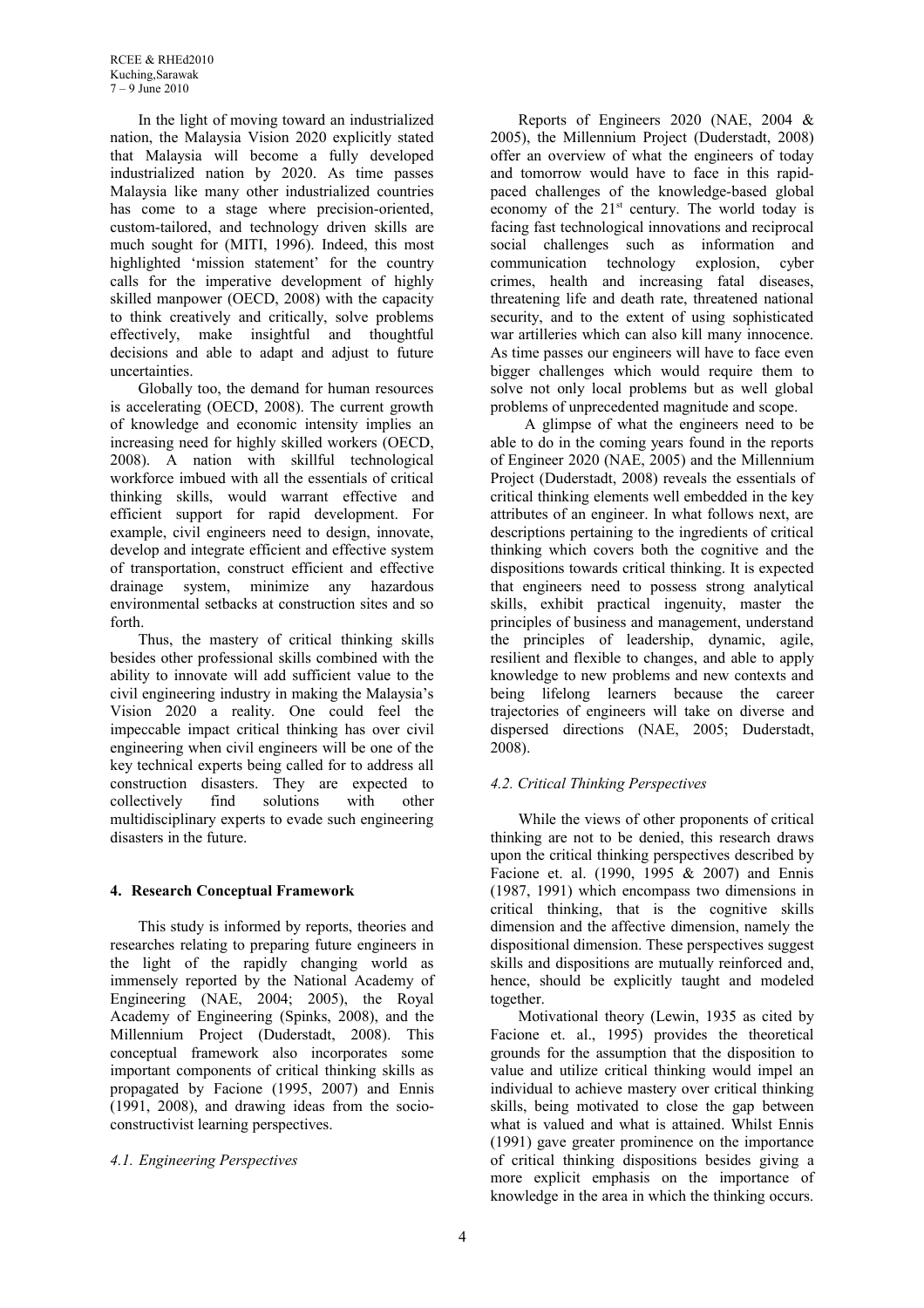In the light of moving toward an industrialized nation, the Malaysia Vision 2020 explicitly stated that Malaysia will become a fully developed industrialized nation by 2020. As time passes Malaysia like many other industrialized countries has come to a stage where precision-oriented, custom-tailored, and technology driven skills are much sought for (MITI, 1996). Indeed, this most highlighted 'mission statement' for the country calls for the imperative development of highly skilled manpower (OECD, 2008) with the capacity to think creatively and critically, solve problems effectively, make insightful and thoughtful decisions and able to adapt and adjust to future uncertainties.

Globally too, the demand for human resources is accelerating (OECD, 2008). The current growth of knowledge and economic intensity implies an increasing need for highly skilled workers (OECD, 2008). A nation with skillful technological workforce imbued with all the essentials of critical thinking skills, would warrant effective and efficient support for rapid development. For example, civil engineers need to design, innovate, develop and integrate efficient and effective system of transportation, construct efficient and effective drainage system, minimize any hazardous environmental setbacks at construction sites and so forth.

Thus, the mastery of critical thinking skills besides other professional skills combined with the ability to innovate will add sufficient value to the civil engineering industry in making the Malaysia's Vision 2020 a reality. One could feel the impeccable impact critical thinking has over civil engineering when civil engineers will be one of the key technical experts being called for to address all construction disasters. They are expected to collectively find solutions with other multidisciplinary experts to evade such engineering disasters in the future.

## 4. Research Conceptual Framework

This study is informed by reports, theories and researches relating to preparing future engineers in the light of the rapidly changing world as immensely reported by the National Academy of Engineering (NAE, 2004; 2005), the Royal Academy of Engineering (Spinks, 2008), and the Millennium Project (Duderstadt, 2008). This conceptual framework also incorporates some important components of critical thinking skills as propagated by Facione (1995, 2007) and Ennis (1991, 2008), and drawing ideas from the socio-constructivist learning perspectives.

### *4.1. Engineering Perspectives*

Reports of Engineers 2020 (NAE, 2004 & 2005), the Millennium Project (Duderstadt, 2008) offer an overview of what the engineers of today and tomorrow would have to face in this rapid-paced challenges of the knowledge-based global economy of the 21st century. The world today is facing fast technological innovations and reciprocal social challenges such as information and communication technology explosion, cyber crimes, health and increasing fatal diseases, threatening life and death rate, threatened national security, and to the extent of using sophisticated war artilleries which can also kill many innocence. As time passes our engineers will have to face even bigger challenges which would require them to solve not only local problems but as well global problems of unprecedented magnitude and scope.

A glimpse of what the engineers need to be able to do in the coming years found in the reports of Engineer 2020 (NAE, 2005) and the Millennium Project (Duderstadt, 2008) reveals the essentials of critical thinking elements well embedded in the key attributes of an engineer. In what follows next, are descriptions pertaining to the ingredients of critical thinking which covers both the cognitive and the dispositions towards critical thinking. It is expected that engineers need to possess strong analytical skills, exhibit practical ingenuity, master the principles of business and management, understand the principles of leadership, dynamic, agile, resilient and flexible to changes, and able to apply knowledge to new problems and new contexts and being lifelong learners because the career trajectories of engineers will take on diverse and dispersed directions (NAE, 2005; Duderstadt, 2008).

### *4.2. Critical Thinking Perspectives*

While the views of other proponents of critical thinking are not to be denied, this research draws upon the critical thinking perspectives described by Facione et. al. (1990, 1995 & 2007) and Ennis (1987, 1991) which encompass two dimensions in critical thinking, that is the cognitive skills dimension and the affective dimension, namely the dispositional dimension. These perspectives suggest skills and dispositions are mutually reinforced and, hence, should be explicitly taught and modeled together.

Motivational theory (Lewin, 1935 as cited by Facione et. al., 1995) provides the theoretical grounds for the assumption that the disposition to value and utilize critical thinking would impel an individual to achieve mastery over critical thinking skills, being motivated to close the gap between what is valued and what is attained. Whilst Ennis (1991) gave greater prominence on the importance of critical thinking dispositions besides giving a more explicit emphasis on the importance of knowledge in the area in which the thinking occurs.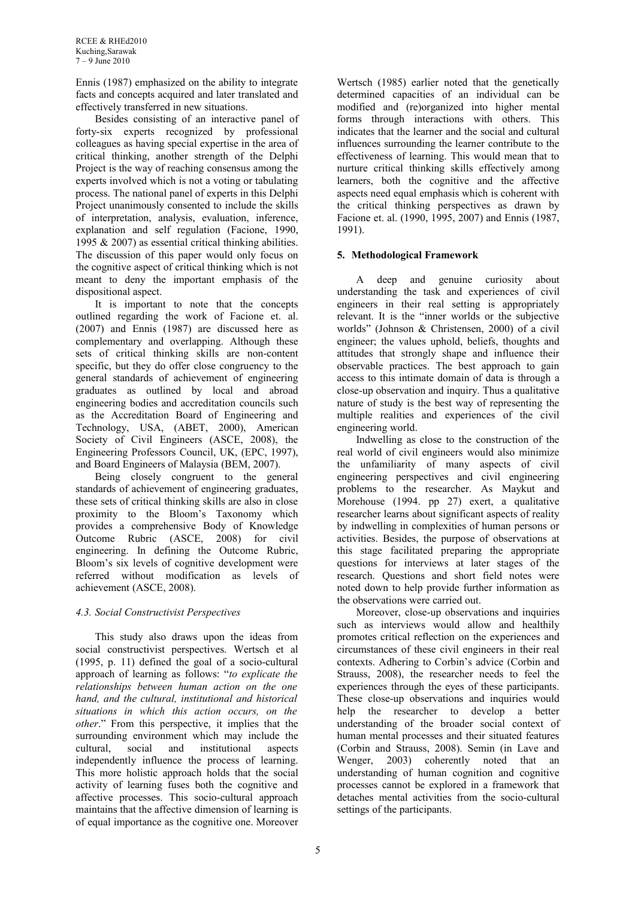Ennis (1987) emphasized on the ability to integrate facts and concepts acquired and later translated and effectively transferred in new situations.

Besides consisting of an interactive panel of forty-six experts recognized by professional colleagues as having special expertise in the area of critical thinking, another strength of the Delphi Project is the way of reaching consensus among the experts involved which is not a voting or tabulating process. The national panel of experts in this Delphi Project unanimously consented to include the skills of interpretation, analysis, evaluation, inference, explanation and self regulation (Facione, 1990, 1995 & 2007) as essential critical thinking abilities. The discussion of this paper would only focus on the cognitive aspect of critical thinking which is not meant to deny the important emphasis of the dispositional aspect.

It is important to note that the concepts outlined regarding the work of Facione et. al. (2007) and Ennis (1987) are discussed here as complementary and overlapping. Although these sets of critical thinking skills are non-content specific, but they do offer close congruency to the general standards of achievement of engineering graduates as outlined by local and abroad engineering bodies and accreditation councils such as the Accreditation Board of Engineering and Technology, USA, (ABET, 2000), American Society of Civil Engineers (ASCE, 2008), the Engineering Professors Council, UK, (EPC, 1997), and Board Engineers of Malaysia (BEM, 2007).

Being closely congruent to the general standards of achievement of engineering graduates, these sets of critical thinking skills are also in close proximity to the Bloom's Taxonomy which provides a comprehensive Body of Knowledge Outcome Rubric (ASCE, 2008) for civil engineering. In defining the Outcome Rubric, Bloom's six levels of cognitive development were referred without modification as levels of achievement (ASCE, 2008).

### *4.3. Social Constructivist Perspectives*

This study also draws upon the ideas from social constructivist perspectives. Wertsch et al (1995, p. 11) defined the goal of a socio-cultural approach of learning as follows: "*to explicate the relationships between human action on the one hand, and the cultural, institutional and historical situations in which this action occurs, on the other*." From this perspective, it implies that the surrounding environment which may include the cultural, social and institutional aspects independently influence the process of learning. This more holistic approach holds that the social activity of learning fuses both the cognitive and affective processes. This socio-cultural approach maintains that the affective dimension of learning is of equal importance as the cognitive one. Moreover Wertsch (1985) earlier noted that the genetically determined capacities of an individual can be modified and (re)organized into higher mental forms through interactions with others. This indicates that the learner and the social and cultural influences surrounding the learner contribute to the effectiveness of learning. This would mean that to nurture critical thinking skills effectively among learners, both the cognitive and the affective aspects need equal emphasis which is coherent with the critical thinking perspectives as drawn by Facione et. al. (1990, 1995, 2007) and Ennis (1987, 1991).

## 5. Methodological Framework

A deep and genuine curiosity about understanding the task and experiences of civil engineers in their real setting is appropriately relevant. It is the "inner worlds or the subjective worlds" (Johnson & Christensen, 2000) of a civil engineer; the values uphold, beliefs, thoughts and attitudes that strongly shape and influence their observable practices. The best approach to gain access to this intimate domain of data is through a close-up observation and inquiry. Thus a qualitative nature of study is the best way of representing the multiple realities and experiences of the civil engineering world.

Indwelling as close to the construction of the real world of civil engineers would also minimize the unfamiliarity of many aspects of civil engineering perspectives and civil engineering problems to the researcher. As Maykut and Morehouse (1994. pp 27) exert, a qualitative researcher learns about significant aspects of reality by indwelling in complexities of human persons or activities. Besides, the purpose of observations at this stage facilitated preparing the appropriate questions for interviews at later stages of the research. Questions and short field notes were noted down to help provide further information as the observations were carried out.

Moreover, close-up observations and inquiries such as interviews would allow and healthily promotes critical reflection on the experiences and circumstances of these civil engineers in their real contexts. Adhering to Corbin's advice (Corbin and Strauss, 2008), the researcher needs to feel the experiences through the eyes of these participants. These close-up observations and inquiries would help the researcher to develop a better understanding of the broader social context of human mental processes and their situated features (Corbin and Strauss, 2008). Semin (in Lave and Wenger, 2003) coherently noted that an understanding of human cognition and cognitive processes cannot be explored in a framework that detaches mental activities from the socio-cultural settings of the participants.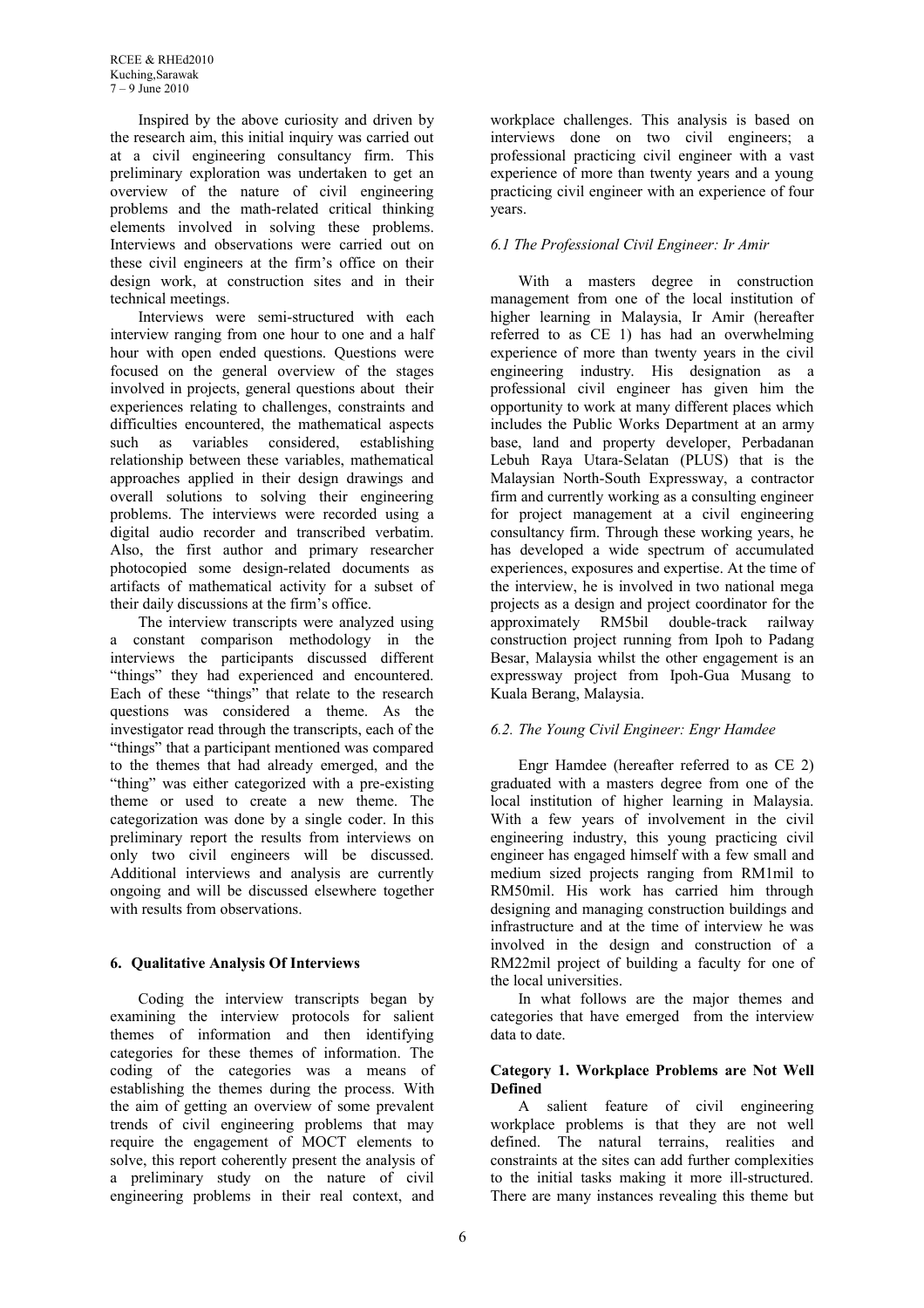Inspired by the above curiosity and driven by the research aim, this initial inquiry was carried out at a civil engineering consultancy firm. This preliminary exploration was undertaken to get an overview of the nature of civil engineering problems and the math-related critical thinking elements involved in solving these problems. Interviews and observations were carried out on these civil engineers at the firm's office on their design work, at construction sites and in their technical meetings.

Interviews were semi-structured with each interview ranging from one hour to one and a half hour with open ended questions. Questions were focused on the general overview of the stages involved in projects, general questions about their experiences relating to challenges, constraints and difficulties encountered, the mathematical aspects such as variables considered, establishing relationship between these variables, mathematical approaches applied in their design drawings and overall solutions to solving their engineering problems. The interviews were recorded using a digital audio recorder and transcribed verbatim. Also, the first author and primary researcher photocopied some design-related documents as artifacts of mathematical activity for a subset of their daily discussions at the firm's office.

The interview transcripts were analyzed using a constant comparison methodology in the interviews the participants discussed different "things" they had experienced and encountered. Each of these "things" that relate to the research questions was considered a theme. As the investigator read through the transcripts, each of the "things" that a participant mentioned was compared to the themes that had already emerged, and the "thing" was either categorized with a pre-existing theme or used to create a new theme. The categorization was done by a single coder. In this preliminary report the results from interviews on only two civil engineers will be discussed. Additional interviews and analysis are currently ongoing and will be discussed elsewhere together with results from observations.

## 6. Qualitative Analysis Of Interviews

Coding the interview transcripts began by examining the interview protocols for salient themes of information and then identifying categories for these themes of information. The coding of the categories was a means of establishing the themes during the process. With the aim of getting an overview of some prevalent trends of civil engineering problems that may require the engagement of MOCT elements to solve, this report coherently present the analysis of a preliminary study on the nature of civil engineering problems in their real context, and workplace challenges. This analysis is based on interviews done on two civil engineers; a professional practicing civil engineer with a vast experience of more than twenty years and a young practicing civil engineer with an experience of four years.

### *6.1 The Professional Civil Engineer: Ir Amir*

With a masters degree in construction management from one of the local institution of higher learning in Malaysia, Ir Amir (hereafter referred to as CE 1) has had an overwhelming experience of more than twenty years in the civil engineering industry. His designation as a professional civil engineer has given him the opportunity to work at many different places which includes the Public Works Department at an army base, land and property developer, Perbadanan Lebuh Raya Utara-Selatan (PLUS) that is the Malaysian North-South Expressway, a contractor firm and currently working as a consulting engineer for project management at a civil engineering consultancy firm. Through these working years, he has developed a wide spectrum of accumulated experiences, exposures and expertise. At the time of the interview, he is involved in two national mega projects as a design and project coordinator for the approximately RM5bil double-track railway construction project running from Ipoh to Padang Besar, Malaysia whilst the other engagement is an expressway project from Ipoh-Gua Musang to Kuala Berang, Malaysia.

### *6.2. The Young Civil Engineer: Engr Hamdee*

Engr Hamdee (hereafter referred to as CE 2) graduated with a masters degree from one of the local institution of higher learning in Malaysia. With a few years of involvement in the civil engineering industry, this young practicing civil engineer has engaged himself with a few small and medium sized projects ranging from RM1mil to RM50mil. His work has carried him through designing and managing construction buildings and infrastructure and at the time of interview he was involved in the design and construction of a RM22mil project of building a faculty for one of the local universities.

In what follows are the major themes and categories that have emerged from the interview data to date.

**Category 1. Workplace Problems are Not Well Defined**

A salient feature of civil engineering workplace problems is that they are not well defined. The natural terrains, realities and constraints at the sites can add further complexities to the initial tasks making it more ill-structured. There are many instances revealing this theme but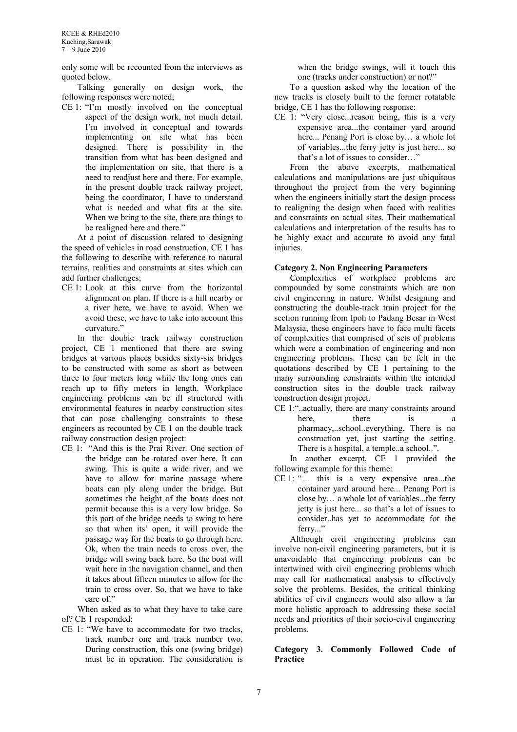only some will be recounted from the interviews as quoted below.

Talking generally on design work, the following responses were noted;

CE 1: "I'm mostly involved on the conceptual aspect of the design work, not much detail. I'm involved in conceptual and towards implementing on site what has been designed. There is possibility in the transition from what has been designed and the implementation on site, that there is a need to readjust here and there. For example, in the present double track railway project, being the coordinator, I have to understand what is needed and what fits at the site. When we bring to the site, there are things to be realigned here and there."

At a point of discussion related to designing the speed of vehicles in road construction, CE 1 has the following to describe with reference to natural terrains, realities and constraints at sites which can add further challenges;

CE 1: Look at this curve from the horizontal alignment on plan. If there is a hill nearby or a river here, we have to avoid. When we avoid these, we have to take into account this curvature."

In the double track railway construction project, CE 1 mentioned that there are swing bridges at various places besides sixty-six bridges to be constructed with some as short as between three to four meters long while the long ones can reach up to fifty meters in length. Workplace engineering problems can be ill structured with environmental features in nearby construction sites that can pose challenging constraints to these engineers as recounted by CE 1 on the double track railway construction design project:

CE 1: "And this is the Prai River. One section of the bridge can be rotated over here. It can swing. This is quite a wide river, and we have to allow for marine passage where boats can ply along under the bridge. But sometimes the height of the boats does not permit because this is a very low bridge. So this part of the bridge needs to swing to here so that when its' open, it will provide the passage way for the boats to go through here. Ok, when the train needs to cross over, the bridge will swing back here. So the boat will wait here in the navigation channel, and then it takes about fifteen minutes to allow for the train to cross over. So, that we have to take care of."

When asked as to what they have to take care of? CE 1 responded:

CE 1: "We have to accommodate for two tracks, track number one and track number two. During construction, this one (swing bridge) must be in operation. The consideration is when the bridge swings, will it touch this one (tracks under construction) or not?"

To a question asked why the location of the new tracks is closely built to the former rotatable bridge, CE 1 has the following response:

CE 1: "Very close...reason being, this is a very expensive area...the container yard around here... Penang Port is close by… a whole lot of variables...the ferry jetty is just here... so that's a lot of issues to consider…"

From the above excerpts, mathematical calculations and manipulations are just ubiquitous throughout the project from the very beginning when the engineers initially start the design process to realigning the design when faced with realities and constraints on actual sites. Their mathematical calculations and interpretation of the results has to be highly exact and accurate to avoid any fatal injuries.

**Category 2. Non Engineering Parameters**

Complexities of workplace problems are compounded by some constraints which are non civil engineering in nature. Whilst designing and constructing the double-track train project for the section running from Ipoh to Padang Besar in West Malaysia, these engineers have to face multi facets of complexities that comprised of sets of problems which were a combination of engineering and non engineering problems. These can be felt in the quotations described by CE 1 pertaining to the many surrounding constraints within the intended construction sites in the double track railway construction design project.

CE 1:"..actually, there are many constraints around here, there is a pharmacy,..school..everything. There is no construction yet, just starting the setting. There is a hospital, a temple..a school..".

In another excerpt, CE 1 provided the following example for this theme:

CE 1: "… this is a very expensive area...the container yard around here... Penang Port is close by… a whole lot of variables...the ferry jetty is just here... so that's a lot of issues to consider..has yet to accommodate for the ferry..."

Although civil engineering problems can involve non-civil engineering parameters, but it is unavoidable that engineering problems can be intertwined with civil engineering problems which may call for mathematical analysis to effectively solve the problems. Besides, the critical thinking abilities of civil engineers would also allow a far more holistic approach to addressing these social needs and priorities of their socio-civil engineering problems.

**Category 3. Commonly Followed Code of Practice**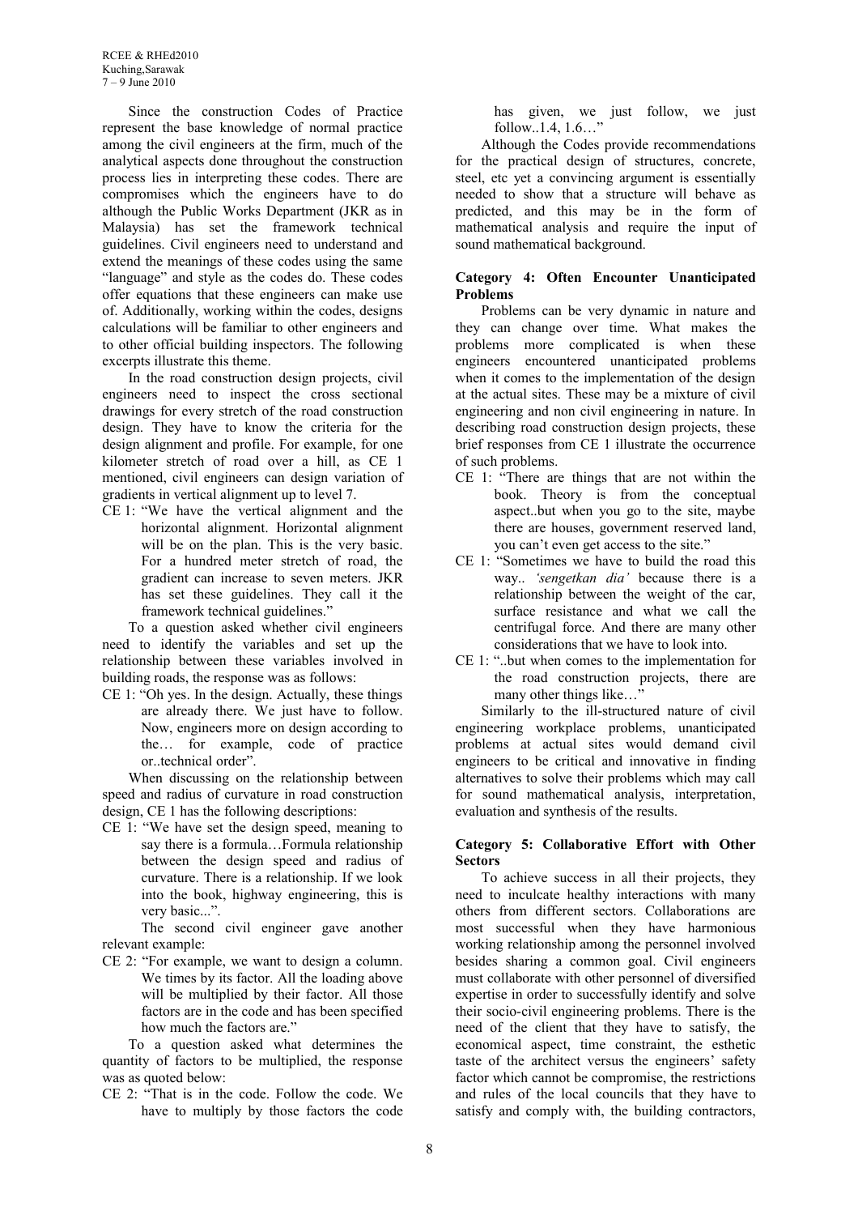Since the construction Codes of Practice represent the base knowledge of normal practice among the civil engineers at the firm, much of the analytical aspects done throughout the construction process lies in interpreting these codes. There are compromises which the engineers have to do although the Public Works Department (JKR as in Malaysia) has set the framework technical guidelines. Civil engineers need to understand and extend the meanings of these codes using the same "language" and style as the codes do. These codes offer equations that these engineers can make use of. Additionally, working within the codes, designs calculations will be familiar to other engineers and to other official building inspectors. The following excerpts illustrate this theme.

In the road construction design projects, civil engineers need to inspect the cross sectional drawings for every stretch of the road construction design. They have to know the criteria for the design alignment and profile. For example, for one kilometer stretch of road over a hill, as CE 1 mentioned, civil engineers can design variation of gradients in vertical alignment up to level 7.

CE 1: "We have the vertical alignment and the horizontal alignment. Horizontal alignment will be on the plan. This is the very basic. For a hundred meter stretch of road, the gradient can increase to seven meters. JKR has set these guidelines. They call it the framework technical guidelines."

To a question asked whether civil engineers need to identify the variables and set up the relationship between these variables involved in building roads, the response was as follows:

CE 1: "Oh yes. In the design. Actually, these things are already there. We just have to follow. Now, engineers more on design according to the… for example, code of practice or..technical order".

When discussing on the relationship between speed and radius of curvature in road construction design, CE 1 has the following descriptions:

CE 1: "We have set the design speed, meaning to say there is a formula…Formula relationship between the design speed and radius of curvature. There is a relationship. If we look into the book, highway engineering, this is very basic...".

The second civil engineer gave another relevant example:

CE 2: "For example, we want to design a column. We times by its factor. All the loading above will be multiplied by their factor. All those factors are in the code and has been specified how much the factors are."

To a question asked what determines the quantity of factors to be multiplied, the response was as quoted below:

CE 2: "That is in the code. Follow the code. We have to multiply by those factors the code has given, we just follow, we just follow..1.4, 1.6…"

Although the Codes provide recommendations for the practical design of structures, concrete, steel, etc yet a convincing argument is essentially needed to show that a structure will behave as predicted, and this may be in the form of mathematical analysis and require the input of sound mathematical background.

**Category 4: Often Encounter Unanticipated Problems**

Problems can be very dynamic in nature and they can change over time. What makes the problems more complicated is when these engineers encountered unanticipated problems when it comes to the implementation of the design at the actual sites. These may be a mixture of civil engineering and non civil engineering in nature. In describing road construction design projects, these brief responses from CE 1 illustrate the occurrence of such problems.

CE 1: "There are things that are not within the book. Theory is from the conceptual aspect..but when you go to the site, maybe there are houses, government reserved land, you can't even get access to the site."

CE 1: "Sometimes we have to build the road this way.. *'sengetkan dia'* because there is a relationship between the weight of the car, surface resistance and what we call the centrifugal force. And there are many other considerations that we have to look into.

CE 1: "..but when comes to the implementation for the road construction projects, there are many other things like…"

Similarly to the ill-structured nature of civil engineering workplace problems, unanticipated problems at actual sites would demand civil engineers to be critical and innovative in finding alternatives to solve their problems which may call for sound mathematical analysis, interpretation, evaluation and synthesis of the results.

**Category 5: Collaborative Effort with Other Sectors**

To achieve success in all their projects, they need to inculcate healthy interactions with many others from different sectors. Collaborations are most successful when they have harmonious working relationship among the personnel involved besides sharing a common goal. Civil engineers must collaborate with other personnel of diversified expertise in order to successfully identify and solve their socio-civil engineering problems. There is the need of the client that they have to satisfy, the economical aspect, time constraint, the esthetic taste of the architect versus the engineers' safety factor which cannot be compromise, the restrictions and rules of the local councils that they have to satisfy and comply with, the building contractors,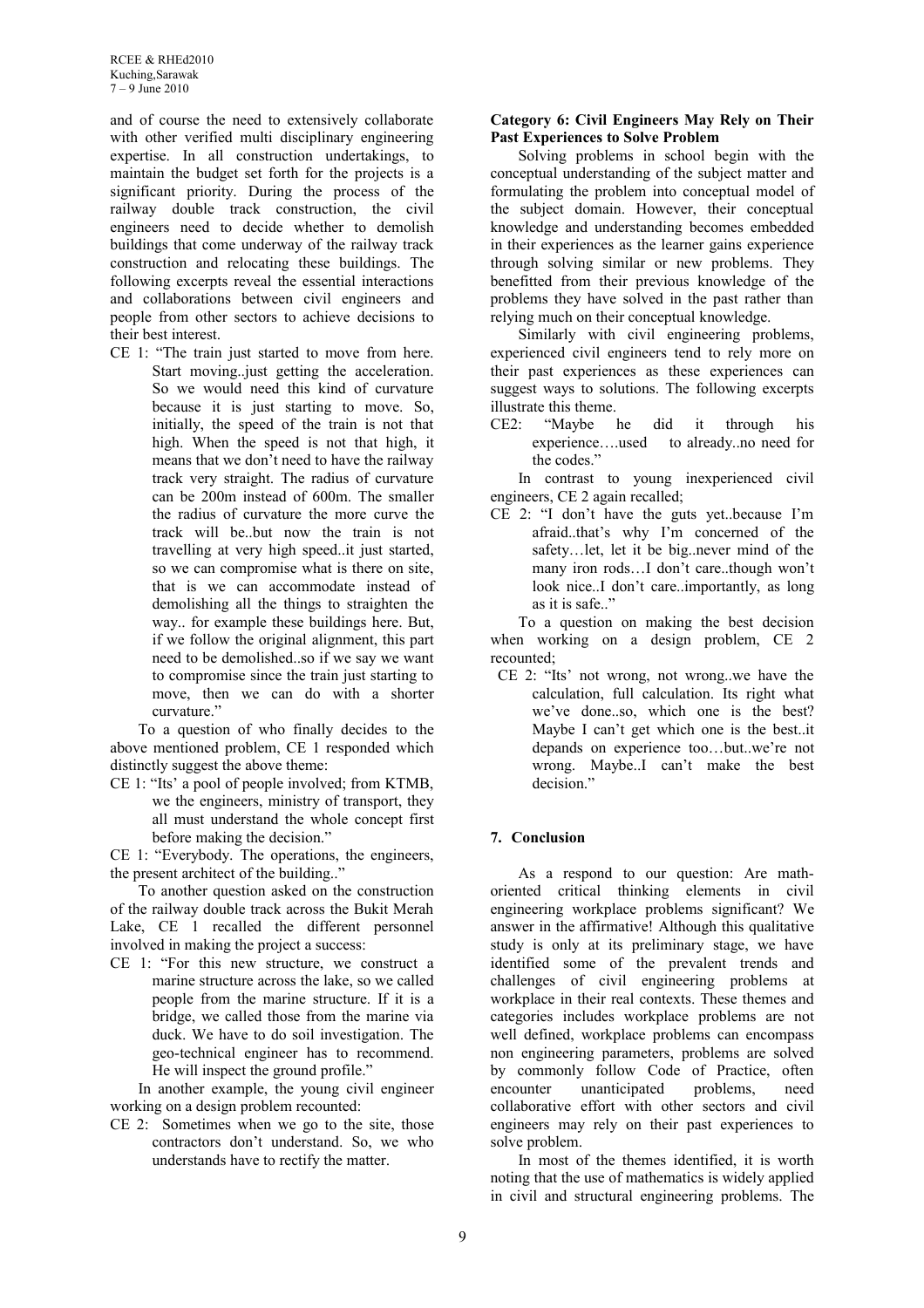and of course the need to extensively collaborate with other verified multi disciplinary engineering expertise. In all construction undertakings, to maintain the budget set forth for the projects is a significant priority. During the process of the railway double track construction, the civil engineers need to decide whether to demolish buildings that come underway of the railway track construction and relocating these buildings. The following excerpts reveal the essential interactions and collaborations between civil engineers and people from other sectors to achieve decisions to their best interest.

CE 1: "The train just started to move from here. Start moving..just getting the acceleration. So we would need this kind of curvature because it is just starting to move. So, initially, the speed of the train is not that high. When the speed is not that high, it means that we don't need to have the railway track very straight. The radius of curvature can be 200m instead of 600m. The smaller the radius of curvature the more curve the track will be..but now the train is not travelling at very high speed..it just started, so we can compromise what is there on site, that is we can accommodate instead of demolishing all the things to straighten the way.. for example these buildings here. But, if we follow the original alignment, this part need to be demolished..so if we say we want to compromise since the train just starting to move, then we can do with a shorter curvature."

To a question of who finally decides to the above mentioned problem, CE 1 responded which distinctly suggest the above theme:

CE 1: "Its' a pool of people involved; from KTMB, we the engineers, ministry of transport, they all must understand the whole concept first before making the decision."

CE 1: "Everybody. The operations, the engineers, the present architect of the building.."

To another question asked on the construction of the railway double track across the Bukit Merah Lake, CE 1 recalled the different personnel involved in making the project a success:

CE 1: "For this new structure, we construct a marine structure across the lake, so we called people from the marine structure. If it is a bridge, we called those from the marine via duck. We have to do soil investigation. The geo-technical engineer has to recommend. He will inspect the ground profile."

In another example, the young civil engineer working on a design problem recounted:

CE 2: Sometimes when we go to the site, those contractors don't understand. So, we who understands have to rectify the matter.

**Category 6: Civil Engineers May Rely on Their Past Experiences to Solve Problem**

Solving problems in school begin with the conceptual understanding of the subject matter and formulating the problem into conceptual model of the subject domain. However, their conceptual knowledge and understanding becomes embedded in their experiences as the learner gains experience through solving similar or new problems. They benefitted from their previous knowledge of the problems they have solved in the past rather than relying much on their conceptual knowledge.

Similarly with civil engineering problems, experienced civil engineers tend to rely more on their past experiences as these experiences can suggest ways to solutions. The following excerpts illustrate this theme.

CE2: "Maybe he did it through his experience….used to already..no need for the codes."

In contrast to young inexperienced civil engineers, CE 2 again recalled;

CE 2: "I don't have the guts yet..because I'm afraid..that's why I'm concerned of the safety…let, let it be big..never mind of the many iron rods…I don't care..though won't look nice..I don't care..importantly, as long as it is safe.."

To a question on making the best decision when working on a design problem, CE 2 recounted;

CE 2: "Its' not wrong, not wrong..we have the calculation, full calculation. Its right what we've done..so, which one is the best? Maybe I can't get which one is the best..it depands on experience too…but..we're not wrong. Maybe..I can't make the best decision."

## 7. Conclusion

As a respond to our question: Are math-oriented critical thinking elements in civil engineering workplace problems significant? We answer in the affirmative! Although this qualitative study is only at its preliminary stage, we have identified some of the prevalent trends and challenges of civil engineering problems at workplace in their real contexts. These themes and categories includes workplace problems are not well defined, workplace problems can encompass non engineering parameters, problems are solved by commonly follow Code of Practice, often encounter unanticipated problems, need collaborative effort with other sectors and civil engineers may rely on their past experiences to solve problem.

In most of the themes identified, it is worth noting that the use of mathematics is widely applied in civil and structural engineering problems. The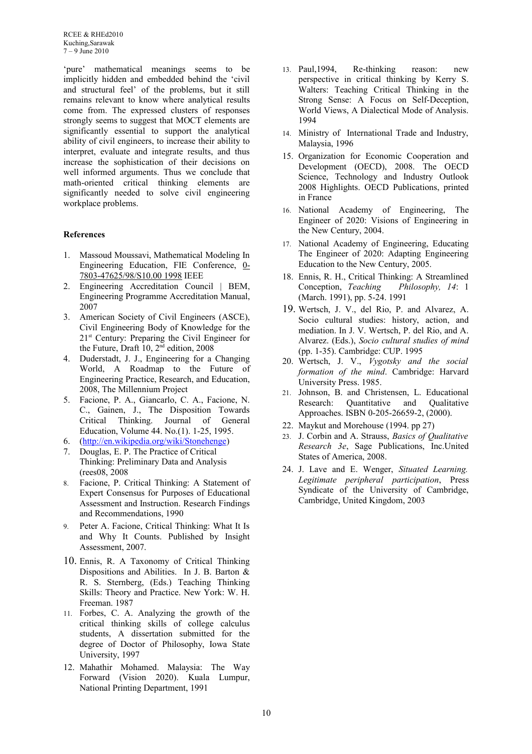'pure' mathematical meanings seems to be implicitly hidden and embedded behind the 'civil and structural feel' of the problems, but it still remains relevant to know where analytical results come from. The expressed clusters of responses strongly seems to suggest that MOCT elements are significantly essential to support the analytical ability of civil engineers, to increase their ability to interpret, evaluate and integrate results, and thus increase the sophistication of their decisions on well informed arguments. Thus we conclude that math-oriented critical thinking elements are significantly needed to solve civil engineering workplace problems.

**References**

1. Massoud Moussavi, Mathematical Modeling In Engineering Education, FIE Conference, 0-7803-47625/98/S10.00 1998 IEEE
2. Engineering Accreditation Council | BEM, Engineering Programme Accreditation Manual, 2007
3. American Society of Civil Engineers (ASCE), Civil Engineering Body of Knowledge for the 21st Century: Preparing the Civil Engineer for the Future, Draft 10, 2nd edition, 2008
4. Duderstadt, J. J., Engineering for a Changing World, A Roadmap to the Future of Engineering Practice, Research, and Education, 2008, The Millennium Project
5. Facione, P. A., Giancarlo, C. A., Facione, N. C., Gainen, J., The Disposition Towards Critical Thinking. Journal of General Education, Volume 44. No.(1). 1-25, 1995.
6. (http://en.wikipedia.org/wiki/Stonehenge)
7. Douglas, E. P. The Practice of Critical Thinking: Preliminary Data and Analysis (rees08, 2008
8. Facione, P. Critical Thinking: A Statement of Expert Consensus for Purposes of Educational Assessment and Instruction. Research Findings and Recommendations, 1990
9. Peter A. Facione, Critical Thinking: What It Is and Why It Counts. Published by Insight Assessment, 2007.
10. Ennis, R. A Taxonomy of Critical Thinking Dispositions and Abilities. In J. B. Barton & R. S. Sternberg, (Eds.) Teaching Thinking Skills: Theory and Practice. New York: W. H. Freeman. 1987
11. Forbes, C. A. Analyzing the growth of the critical thinking skills of college calculus students, A dissertation submitted for the degree of Doctor of Philosophy, Iowa State University, 1997
12. Mahathir Mohamed. Malaysia: The Way Forward (Vision 2020). Kuala Lumpur, National Printing Department, 1991
13. Paul,1994, Re-thinking reason: new perspective in critical thinking by Kerry S. Walters: Teaching Critical Thinking in the Strong Sense: A Focus on Self-Deception, World Views, A Dialectical Mode of Analysis. 1994
14. Ministry of International Trade and Industry, Malaysia, 1996
15. Organization for Economic Cooperation and Development (OECD), 2008. The OECD Science, Technology and Industry Outlook 2008 Highlights. OECD Publications, printed in France
16. National Academy of Engineering, The Engineer of 2020: Visions of Engineering in the New Century, 2004.
17. National Academy of Engineering, Educating The Engineer of 2020: Adapting Engineering Education to the New Century, 2005.
18. Ennis, R. H., Critical Thinking: A Streamlined Conception, *Teaching Philosophy, 14*: 1 (March. 1991), pp. 5-24. 1991
19. Wertsch, J. V., del Rio, P. and Alvarez, A. Socio cultural studies: history, action, and mediation. In J. V. Wertsch, P. del Rio, and A. Alvarez. (Eds.), *Socio cultural studies of mind* (pp. 1-35). Cambridge: CUP. 1995
20. Wertsch, J. V., *Vygotsky and the social formation of the mind*. Cambridge: Harvard University Press. 1985.
21. Johnson, B. and Christensen, L. Educational Research: Quantitative and Qualitative Approaches. ISBN 0-205-26659-2, (2000).
22. Maykut and Morehouse (1994. pp 27)
23. J. Corbin and A. Strauss, *Basics of Qualitative Research 3e*, Sage Publications, Inc.United States of America, 2008.
24. J. Lave and E. Wenger, *Situated Learning. Legitimate peripheral participation*, Press Syndicate of the University of Cambridge, Cambridge, United Kingdom, 2003